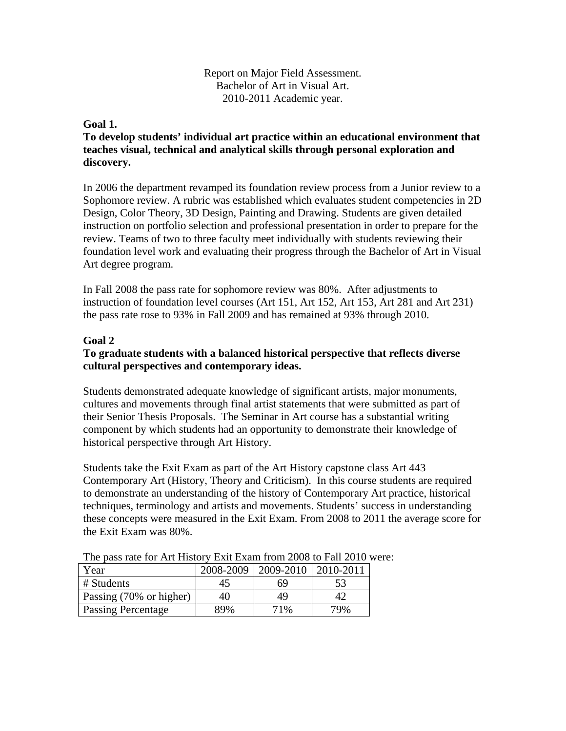Report on Major Field Assessment.
Bachelor of Art in Visual Art.
2010-2011 Academic year.

**Goal 1.**

**To develop students' individual art practice within an educational environment that teaches visual, technical and analytical skills through personal exploration and discovery.**

In 2006 the department revamped its foundation review process from a Junior review to a Sophomore review. A rubric was established which evaluates student competencies in 2D Design, Color Theory, 3D Design, Painting and Drawing. Students are given detailed instruction on portfolio selection and professional presentation in order to prepare for the review. Teams of two to three faculty meet individually with students reviewing their foundation level work and evaluating their progress through the Bachelor of Art in Visual Art degree program.

In Fall 2008 the pass rate for sophomore review was 80%. After adjustments to instruction of foundation level courses (Art 151, Art 152, Art 153, Art 281 and Art 231) the pass rate rose to 93% in Fall 2009 and has remained at 93% through 2010.

**Goal 2**

**To graduate students with a balanced historical perspective that reflects diverse cultural perspectives and contemporary ideas.**

Students demonstrated adequate knowledge of significant artists, major monuments, cultures and movements through final artist statements that were submitted as part of their Senior Thesis Proposals. The Seminar in Art course has a substantial writing component by which students had an opportunity to demonstrate their knowledge of historical perspective through Art History.

Students take the Exit Exam as part of the Art History capstone class Art 443 Contemporary Art (History, Theory and Criticism). In this course students are required to demonstrate an understanding of the history of Contemporary Art practice, historical techniques, terminology and artists and movements. Students' success in understanding these concepts were measured in the Exit Exam. From 2008 to 2011 the average score for the Exit Exam was 80%.

The pass rate for Art History Exit Exam from 2008 to Fall 2010 were:

| Year | 2008-2009 | 2009-2010 | 2010-2011 |
|---|---|---|---|
| # Students | 45 | 69 | 53 |
| Passing (70% or higher) | 40 | 49 | 42 |
| Passing Percentage | 89% | 71% | 79% |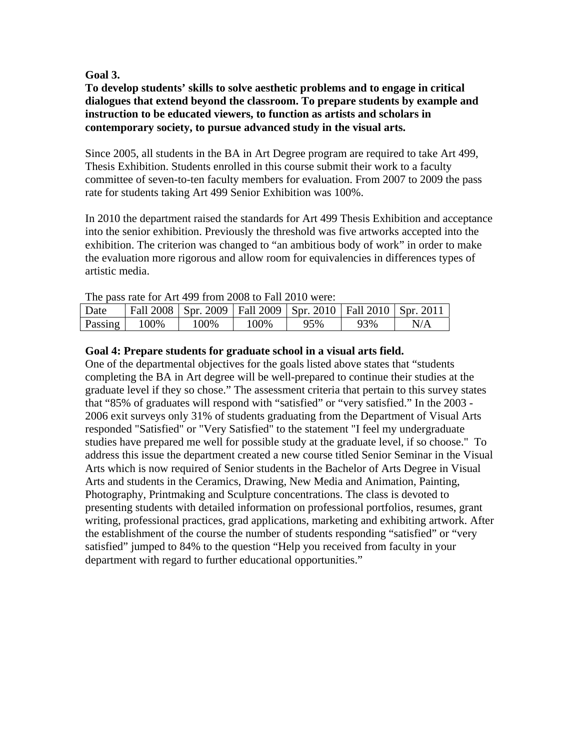**Goal 3.**
**To develop students' skills to solve aesthetic problems and to engage in critical dialogues that extend beyond the classroom. To prepare students by example and instruction to be educated viewers, to function as artists and scholars in contemporary society, to pursue advanced study in the visual arts.**

Since 2005, all students in the BA in Art Degree program are required to take Art 499, Thesis Exhibition. Students enrolled in this course submit their work to a faculty committee of seven-to-ten faculty members for evaluation. From 2007 to 2009 the pass rate for students taking Art 499 Senior Exhibition was 100%.

In 2010 the department raised the standards for Art 499 Thesis Exhibition and acceptance into the senior exhibition. Previously the threshold was five artworks accepted into the exhibition. The criterion was changed to "an ambitious body of work" in order to make the evaluation more rigorous and allow room for equivalencies in differences types of artistic media.

The pass rate for Art 499 from 2008 to Fall 2010 were:

| Date | Fall 2008 | Spr. 2009 | Fall 2009 | Spr. 2010 | Fall 2010 | Spr. 2011 |
|---|---|---|---|---|---|---|
| Passing | 100% | 100% | 100% | 95% | 93% | N/A |

**Goal 4: Prepare students for graduate school in a visual arts field.**
One of the departmental objectives for the goals listed above states that "students completing the BA in Art degree will be well-prepared to continue their studies at the graduate level if they so chose." The assessment criteria that pertain to this survey states that "85% of graduates will respond with "satisfied" or "very satisfied." In the 2003 - 2006 exit surveys only 31% of students graduating from the Department of Visual Arts responded "Satisfied" or "Very Satisfied" to the statement "I feel my undergraduate studies have prepared me well for possible study at the graduate level, if so choose." To address this issue the department created a new course titled Senior Seminar in the Visual Arts which is now required of Senior students in the Bachelor of Arts Degree in Visual Arts and students in the Ceramics, Drawing, New Media and Animation, Painting, Photography, Printmaking and Sculpture concentrations. The class is devoted to presenting students with detailed information on professional portfolios, resumes, grant writing, professional practices, grad applications, marketing and exhibiting artwork. After the establishment of the course the number of students responding "satisfied" or "very satisfied" jumped to 84% to the question "Help you received from faculty in your department with regard to further educational opportunities."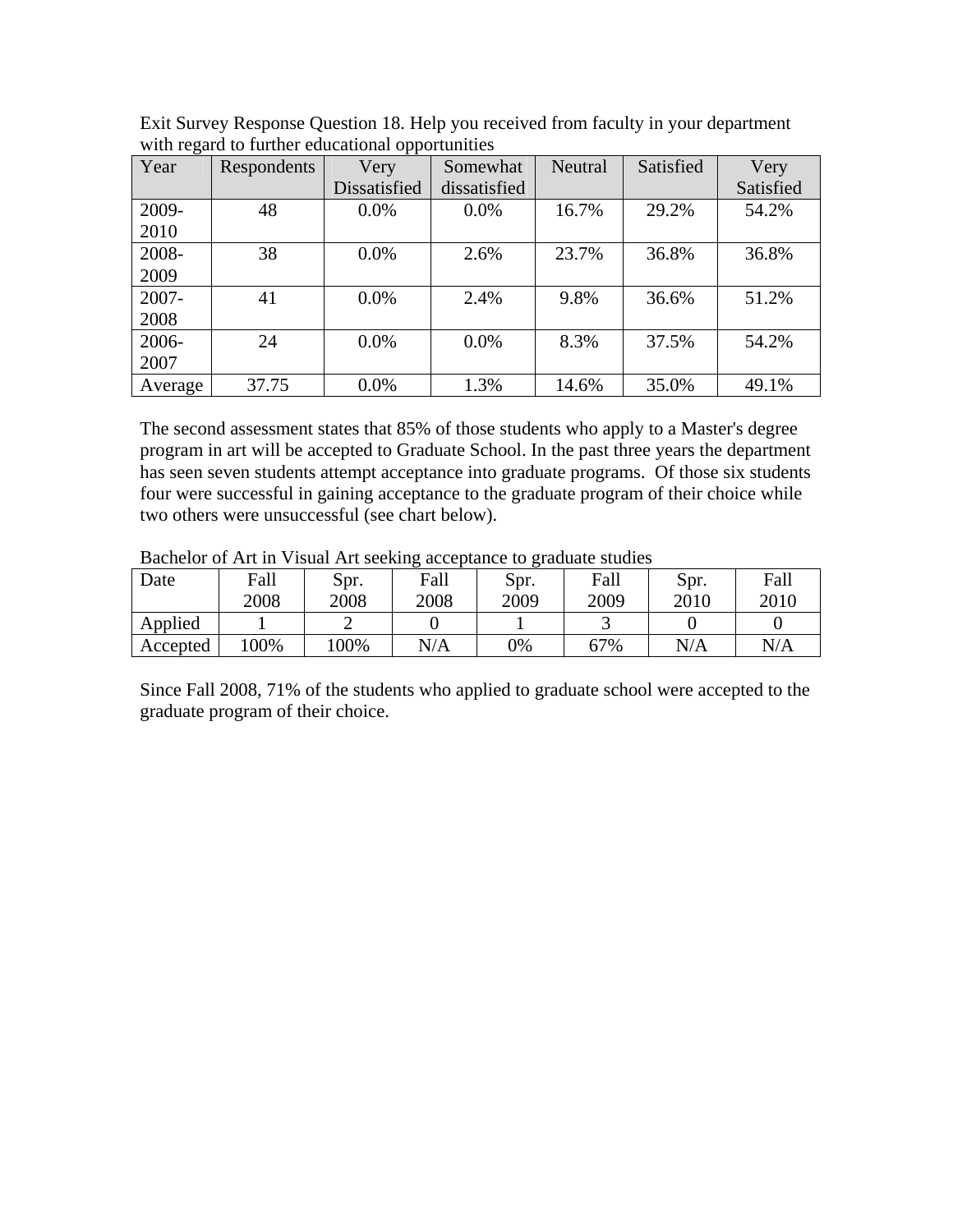Exit Survey Response Question 18. Help you received from faculty in your department with regard to further educational opportunities

| Year | Respondents | Very Dissatisfied | Somewhat dissatisfied | Neutral | Satisfied | Very Satisfied |
|---|---|---|---|---|---|---|
| 2009-2010 | 48 | 0.0% | 0.0% | 16.7% | 29.2% | 54.2% |
| 2008-2009 | 38 | 0.0% | 2.6% | 23.7% | 36.8% | 36.8% |
| 2007-2008 | 41 | 0.0% | 2.4% | 9.8% | 36.6% | 51.2% |
| 2006-2007 | 24 | 0.0% | 0.0% | 8.3% | 37.5% | 54.2% |
| Average | 37.75 | 0.0% | 1.3% | 14.6% | 35.0% | 49.1% |

The second assessment states that 85% of those students who apply to a Master's degree program in art will be accepted to Graduate School. In the past three years the department has seen seven students attempt acceptance into graduate programs. Of those six students four were successful in gaining acceptance to the graduate program of their choice while two others were unsuccessful (see chart below).

Bachelor of Art in Visual Art seeking acceptance to graduate studies

| Date | Fall 2008 | Spr. 2008 | Fall 2008 | Spr. 2009 | Fall 2009 | Spr. 2010 | Fall 2010 |
|---|---|---|---|---|---|---|---|
| Applied | 1 | 2 | 0 | 1 | 3 | 0 | 0 |
| Accepted | 100% | 100% | N/A | 0% | 67% | N/A | N/A |

Since Fall 2008, 71% of the students who applied to graduate school were accepted to the graduate program of their choice.